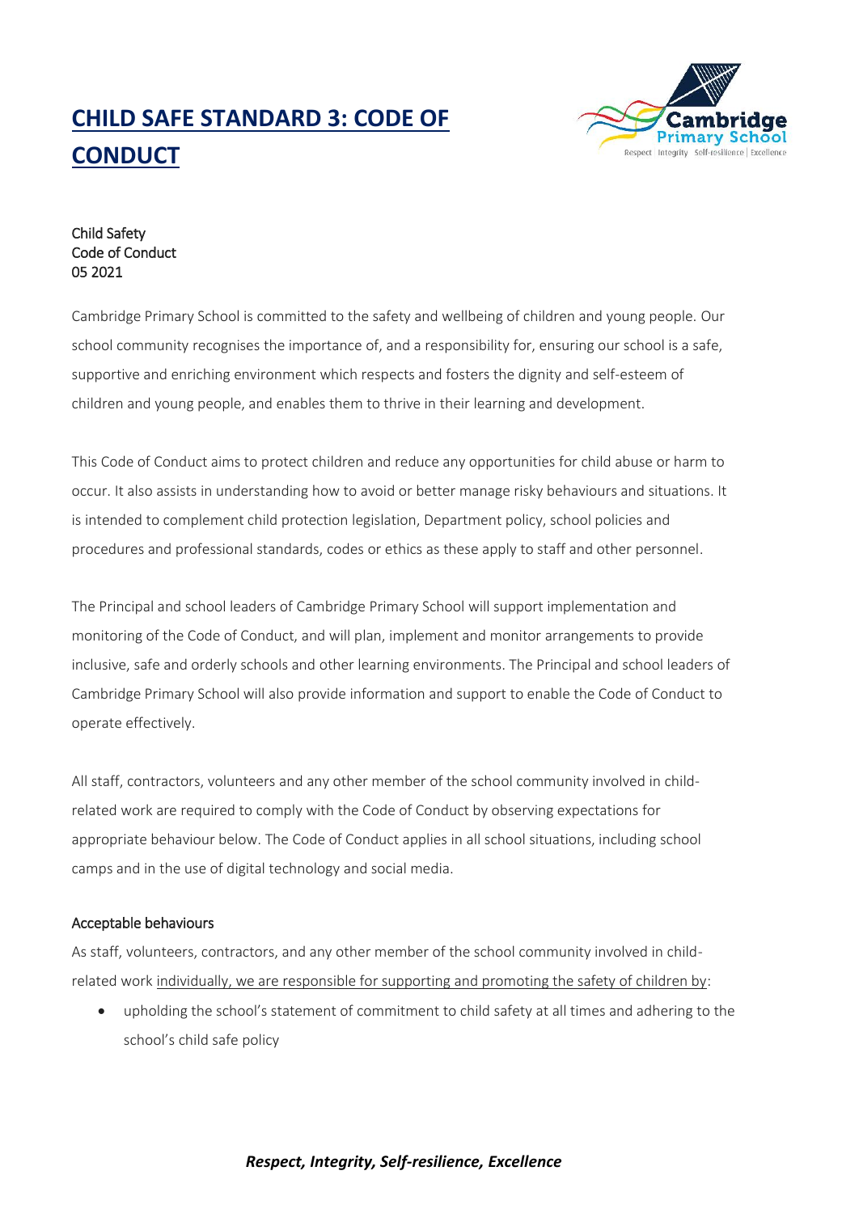# CHILD SAFE STANDARD 3: CODE OF CONDUCT

Child Safety
Code of Conduct
05 2021

Cambridge Primary School is committed to the safety and wellbeing of children and young people. Our school community recognises the importance of, and a responsibility for, ensuring our school is a safe, supportive and enriching environment which respects and fosters the dignity and self-esteem of children and young people, and enables them to thrive in their learning and development.

This Code of Conduct aims to protect children and reduce any opportunities for child abuse or harm to occur. It also assists in understanding how to avoid or better manage risky behaviours and situations. It is intended to complement child protection legislation, Department policy, school policies and procedures and professional standards, codes or ethics as these apply to staff and other personnel.

The Principal and school leaders of Cambridge Primary School will support implementation and monitoring of the Code of Conduct, and will plan, implement and monitor arrangements to provide inclusive, safe and orderly schools and other learning environments. The Principal and school leaders of Cambridge Primary School will also provide information and support to enable the Code of Conduct to operate effectively.

All staff, contractors, volunteers and any other member of the school community involved in child-related work are required to comply with the Code of Conduct by observing expectations for appropriate behaviour below. The Code of Conduct applies in all school situations, including school camps and in the use of digital technology and social media.

## Acceptable behaviours

As staff, volunteers, contractors, and any other member of the school community involved in child-related work individually, we are responsible for supporting and promoting the safety of children by:

- upholding the school's statement of commitment to child safety at all times and adhering to the school's child safe policy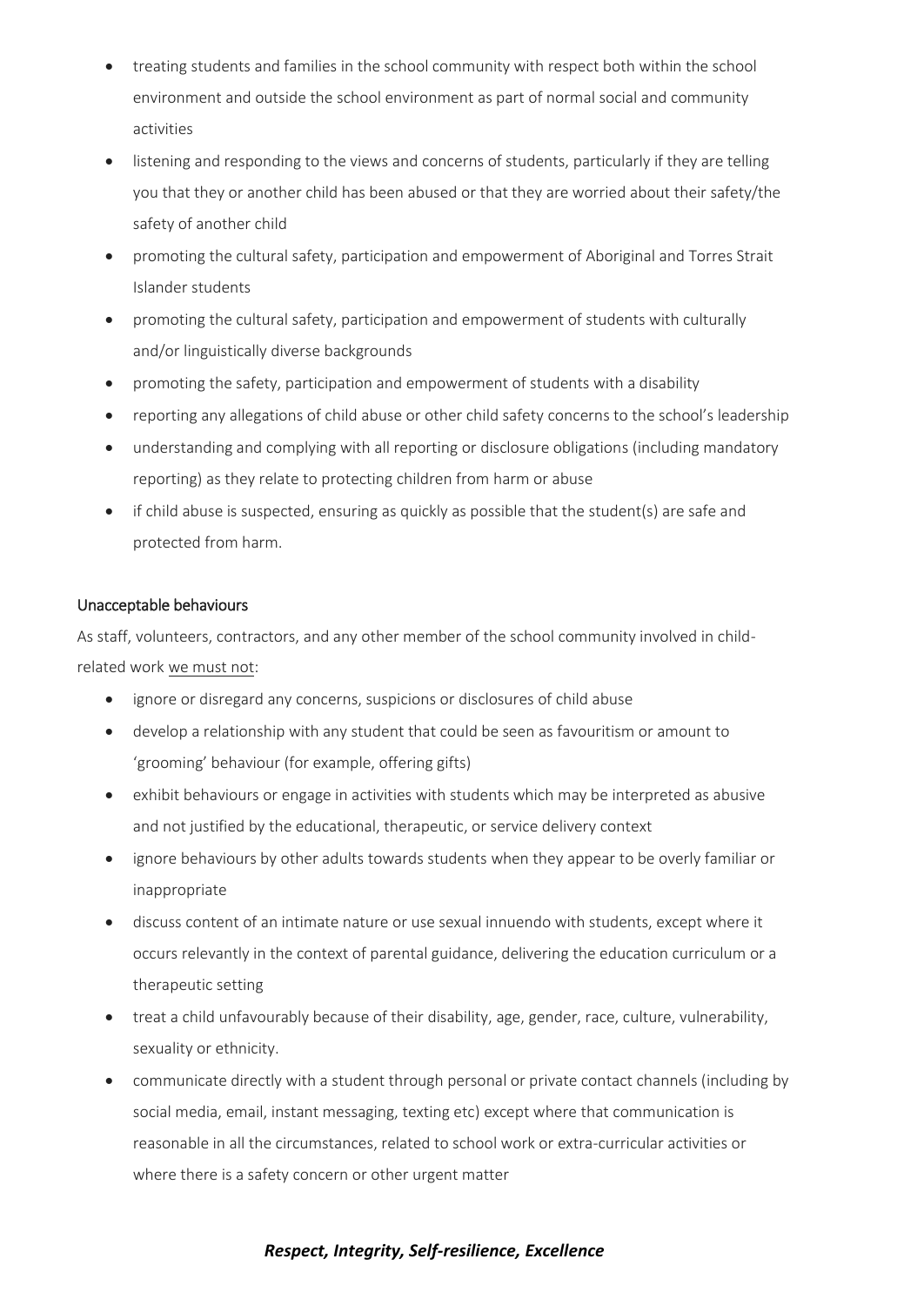- treating students and families in the school community with respect both within the school environment and outside the school environment as part of normal social and community activities
- listening and responding to the views and concerns of students, particularly if they are telling you that they or another child has been abused or that they are worried about their safety/the safety of another child
- promoting the cultural safety, participation and empowerment of Aboriginal and Torres Strait Islander students
- promoting the cultural safety, participation and empowerment of students with culturally and/or linguistically diverse backgrounds
- promoting the safety, participation and empowerment of students with a disability
- reporting any allegations of child abuse or other child safety concerns to the school's leadership
- understanding and complying with all reporting or disclosure obligations (including mandatory reporting) as they relate to protecting children from harm or abuse
- if child abuse is suspected, ensuring as quickly as possible that the student(s) are safe and protected from harm.

### Unacceptable behaviours

As staff, volunteers, contractors, and any other member of the school community involved in child-related work we must not:

- ignore or disregard any concerns, suspicions or disclosures of child abuse
- develop a relationship with any student that could be seen as favouritism or amount to 'grooming' behaviour (for example, offering gifts)
- exhibit behaviours or engage in activities with students which may be interpreted as abusive and not justified by the educational, therapeutic, or service delivery context
- ignore behaviours by other adults towards students when they appear to be overly familiar or inappropriate
- discuss content of an intimate nature or use sexual innuendo with students, except where it occurs relevantly in the context of parental guidance, delivering the education curriculum or a therapeutic setting
- treat a child unfavourably because of their disability, age, gender, race, culture, vulnerability, sexuality or ethnicity.
- communicate directly with a student through personal or private contact channels (including by social media, email, instant messaging, texting etc) except where that communication is reasonable in all the circumstances, related to school work or extra-curricular activities or where there is a safety concern or other urgent matter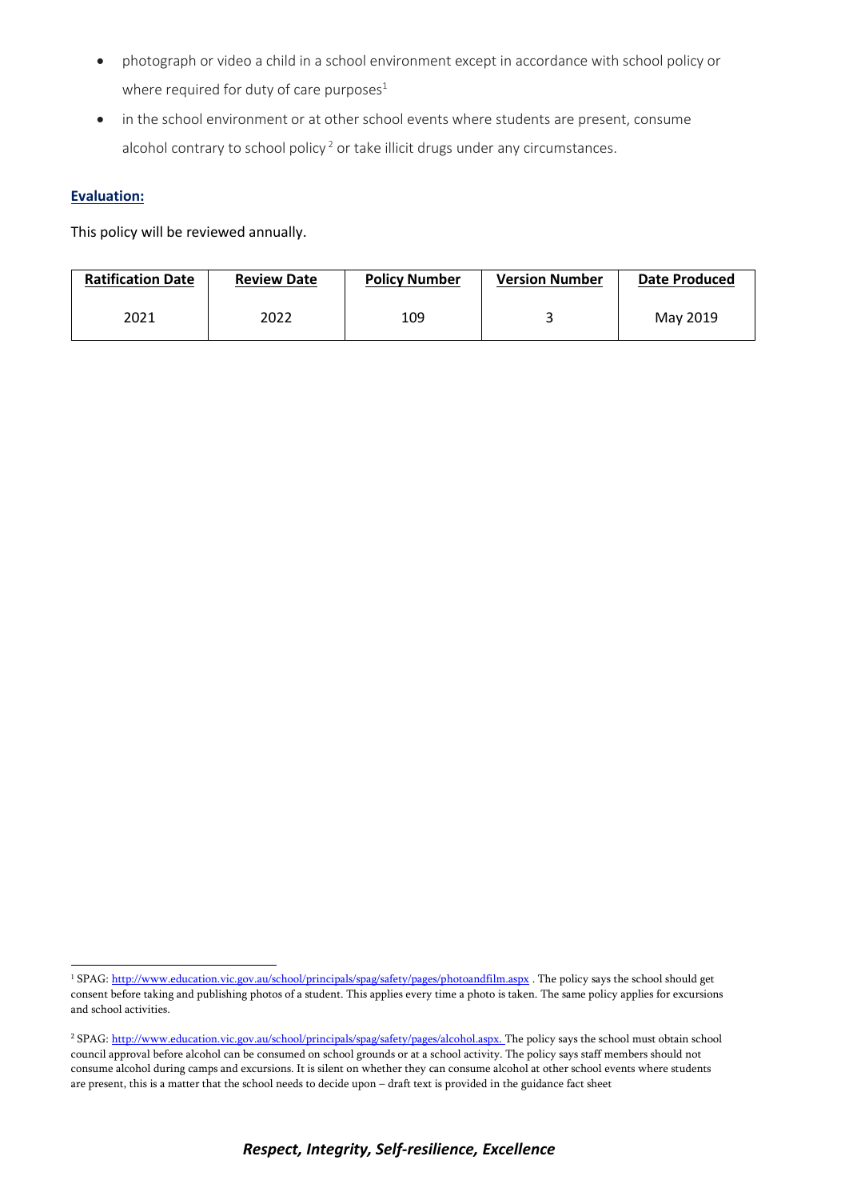- photograph or video a child in a school environment except in accordance with school policy or where required for duty of care purposes[1]
- in the school environment or at other school events where students are present, consume alcohol contrary to school policy [2] or take illicit drugs under any circumstances.

**Evaluation:**

This policy will be reviewed annually.

| Ratification Date | Review Date | Policy Number | Version Number | Date Produced |
|---|---|---|---|---|
| 2021 | 2022 | 109 | 3 | May 2019 |

[1] SPAG: http://www.education.vic.gov.au/school/principals/spag/safety/pages/photoandfilm.aspx . The policy says the school should get consent before taking and publishing photos of a student. This applies every time a photo is taken. The same policy applies for excursions and school activities.

[2] SPAG: http://www.education.vic.gov.au/school/principals/spag/safety/pages/alcohol.aspx. The policy says the school must obtain school council approval before alcohol can be consumed on school grounds or at a school activity. The policy says staff members should not consume alcohol during camps and excursions. It is silent on whether they can consume alcohol at other school events where students are present, this is a matter that the school needs to decide upon – draft text is provided in the guidance fact sheet